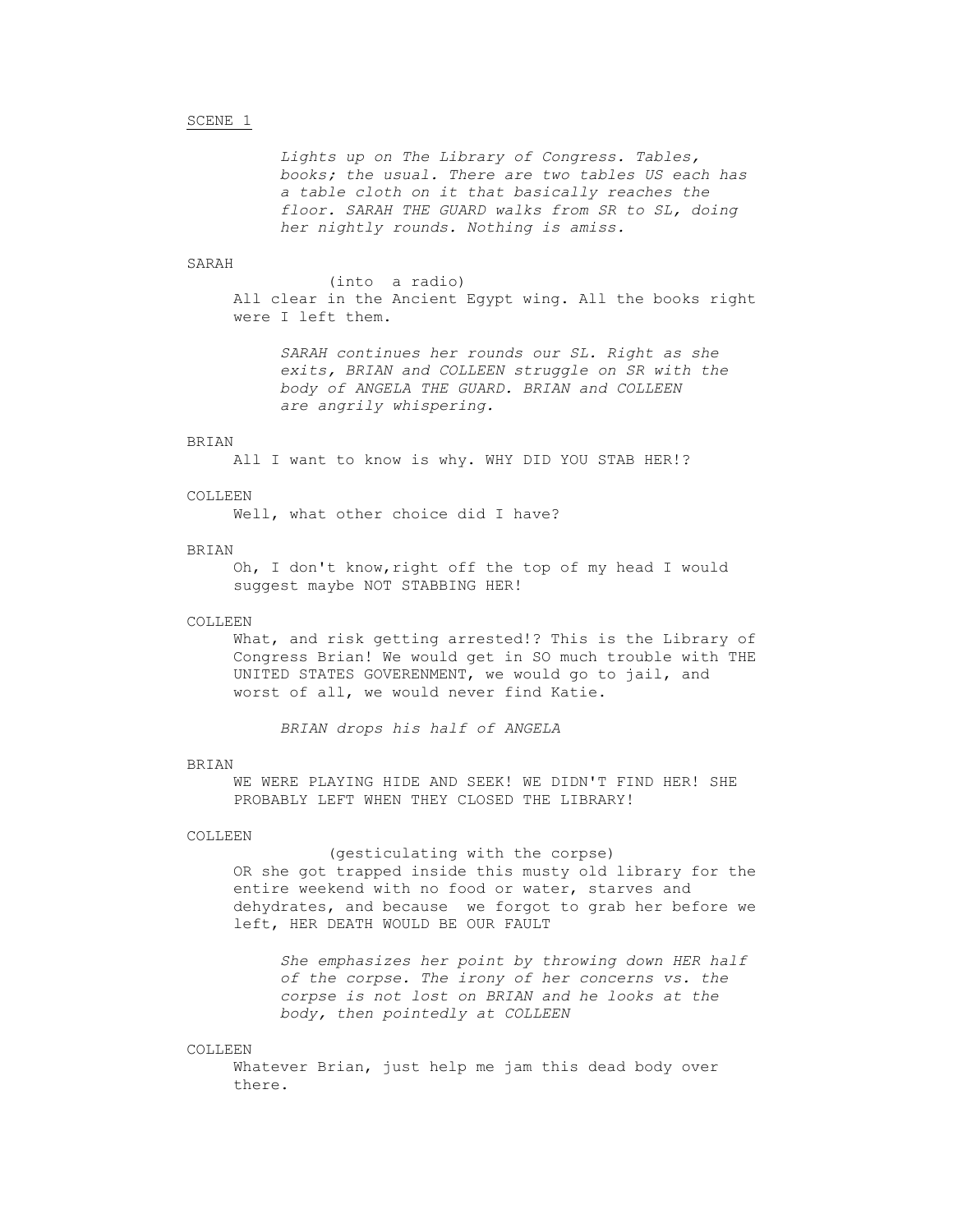SCENE 1

*Lights up on The Library of Congress. Tables, books; the usual. There are two tables US each has a table cloth on it that basically reaches the floor. SARAH THE GUARD walks from SR to SL, doing her nightly rounds. Nothing is amiss.*

SARAH

(into a radio)

All clear in the Ancient Egypt wing. All the books right were I left them.

*SARAH continues her rounds our SL. Right as she exits, BRIAN and COLLEEN struggle on SR with the body of ANGELA THE GUARD. BRIAN and COLLEEN are angrily whispering.*

BRIAN

All I want to know is why. WHY DID YOU STAB HER!?

COLLEEN

Well, what other choice did I have?

BRIAN

Oh, I don't know,right off the top of my head I would suggest maybe NOT STABBING HER!

COLLEEN

What, and risk getting arrested!? This is the Library of Congress Brian! We would get in SO much trouble with THE UNITED STATES GOVERENMENT, we would go to jail, and worst of all, we would never find Katie.

*BRIAN drops his half of ANGELA*

BRIAN

WE WERE PLAYING HIDE AND SEEK! WE DIDN'T FIND HER! SHE PROBABLY LEFT WHEN THEY CLOSED THE LIBRARY!

COLLEEN

(gesticulating with the corpse)

OR she got trapped inside this musty old library for the entire weekend with no food or water, starves and dehydrates, and because we forgot to grab her before we left, HER DEATH WOULD BE OUR FAULT

*She emphasizes her point by throwing down HER half of the corpse. The irony of her concerns vs. the corpse is not lost on BRIAN and he looks at the body, then pointedly at COLLEEN*

COLLEEN

Whatever Brian, just help me jam this dead body over there.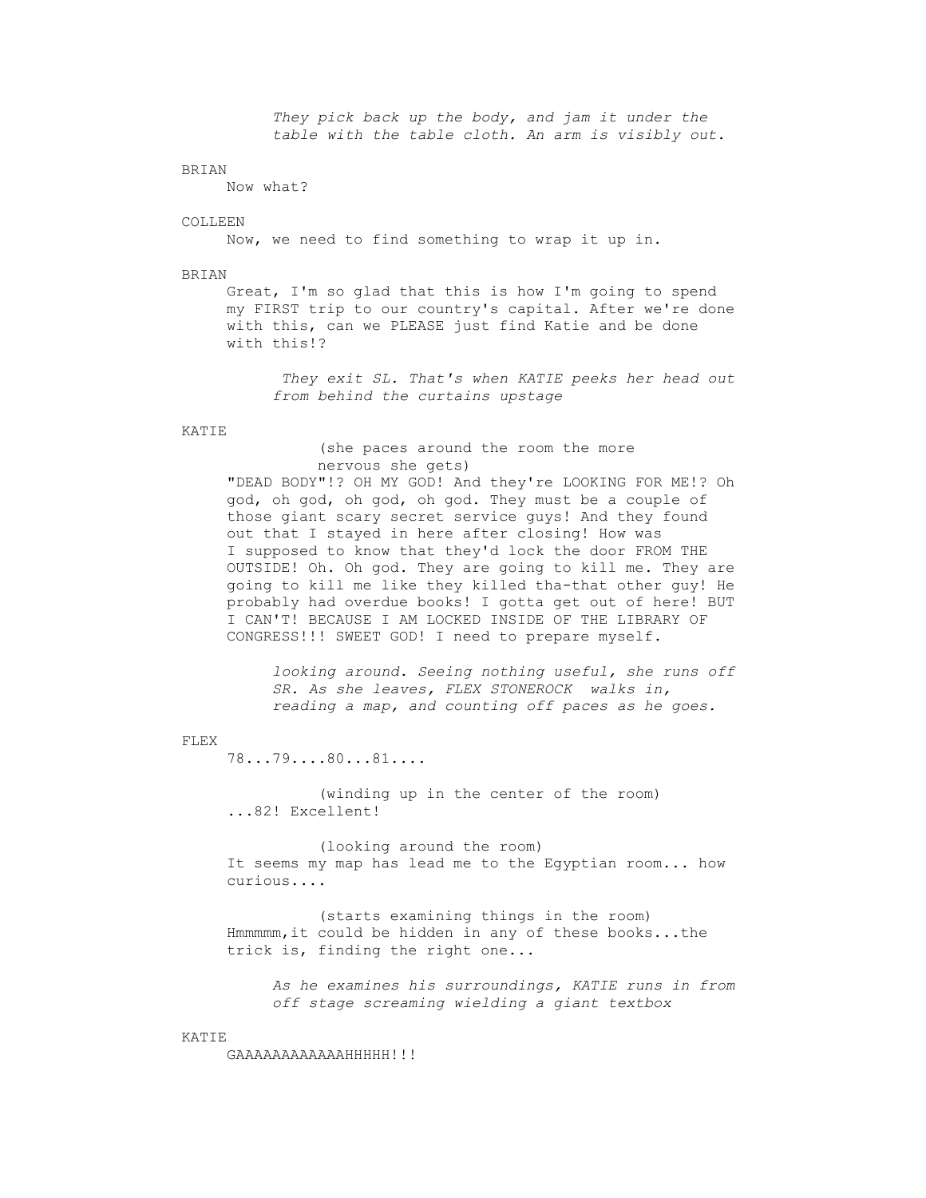*They pick back up the body, and jam it under the table with the table cloth. An arm is visibly out.*

BRIAN

Now what?

COLLEEN

Now, we need to find something to wrap it up in.

BRIAN

Great, I'm so glad that this is how I'm going to spend my FIRST trip to our country's capital. After we're done with this, can we PLEASE just find Katie and be done with this!?

*They exit SL. That's when KATIE peeks her head out from behind the curtains upstage*

KATIE

(she paces around the room the more nervous she gets)

"DEAD BODY"!? OH MY GOD! And they're LOOKING FOR ME!? Oh god, oh god, oh god, oh god. They must be a couple of those giant scary secret service guys! And they found out that I stayed in here after closing! How was I supposed to know that they'd lock the door FROM THE OUTSIDE! Oh. Oh god. They are going to kill me. They are going to kill me like they killed tha-that other guy! He probably had overdue books! I gotta get out of here! BUT I CAN'T! BECAUSE I AM LOCKED INSIDE OF THE LIBRARY OF CONGRESS!!! SWEET GOD! I need to prepare myself.

*looking around. Seeing nothing useful, she runs off SR. As she leaves, FLEX STONEROCK walks in, reading a map, and counting off paces as he goes.*

FLEX

78...79....80...81....

(winding up in the center of the room)

...82! Excellent!

(looking around the room)

It seems my map has lead me to the Egyptian room... how curious....

(starts examining things in the room)

Hmmmmm,it could be hidden in any of these books...the trick is, finding the right one...

*As he examines his surroundings, KATIE runs in from off stage screaming wielding a giant textbox*

KATIE

GAAAAAAAAAAAAHHHHH!!!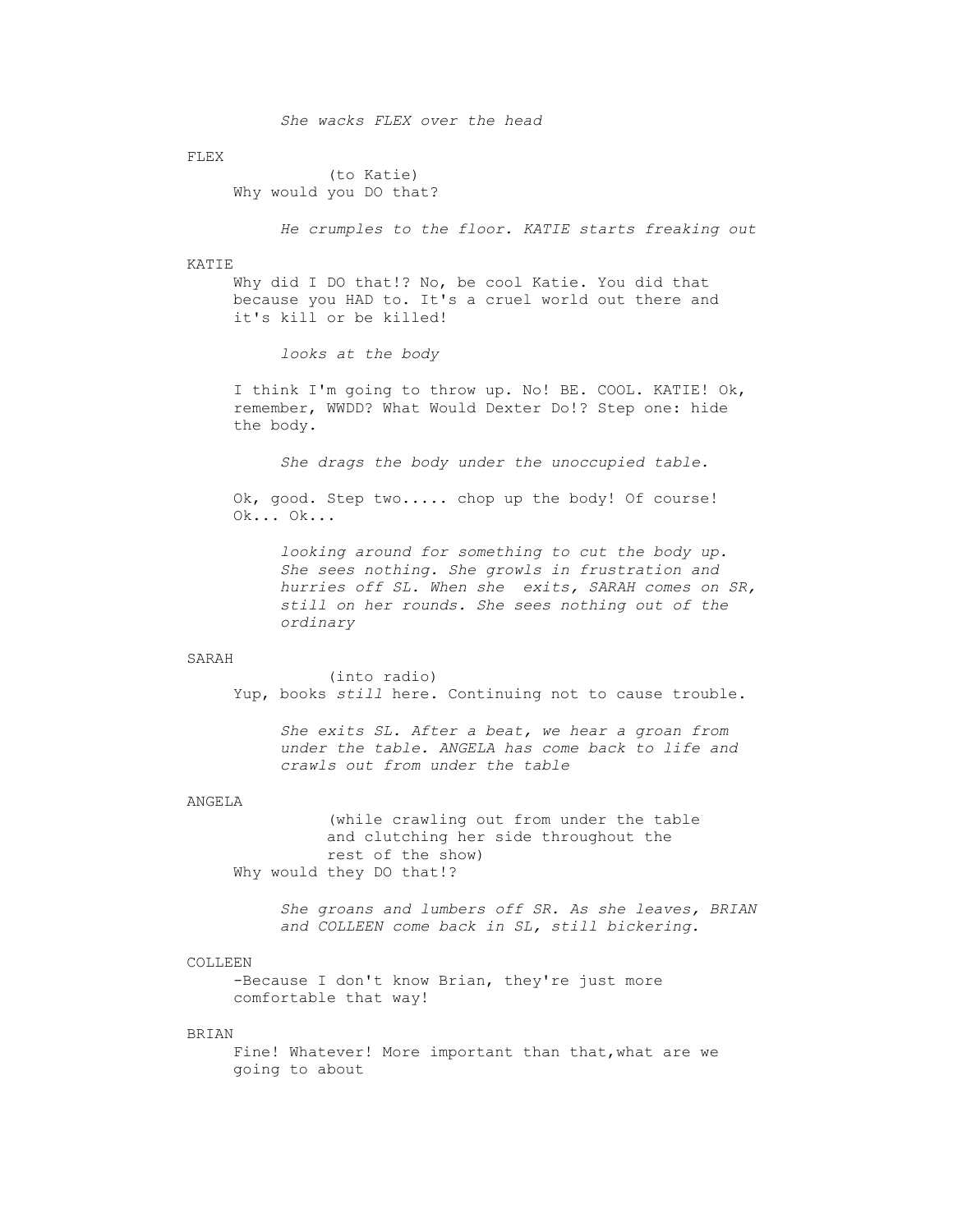*She wacks FLEX over the head*

FLEX

(to Katie)

Why would you DO that?

*He crumples to the floor. KATIE starts freaking out*

KATIE

Why did I DO that!? No, be cool Katie. You did that because you HAD to. It's a cruel world out there and it's kill or be killed!

*looks at the body*

I think I'm going to throw up. No! BE. COOL. KATIE! Ok, remember, WWDD? What Would Dexter Do!? Step one: hide the body.

*She drags the body under the unoccupied table.*

Ok, good. Step two..... chop up the body! Of course! Ok... Ok...

*looking around for something to cut the body up. She sees nothing. She growls in frustration and hurries off SL. When she exits, SARAH comes on SR, still on her rounds. She sees nothing out of the ordinary*

SARAH

(into radio)

Yup, books *still* here. Continuing not to cause trouble.

*She exits SL. After a beat, we hear a groan from under the table. ANGELA has come back to life and crawls out from under the table*

ANGELA

(while crawling out from under the table and clutching her side throughout the rest of the show)

Why would they DO that!?

*She groans and lumbers off SR. As she leaves, BRIAN and COLLEEN come back in SL, still bickering.*

COLLEEN

-Because I don't know Brian, they're just more comfortable that way!

BRIAN

Fine! Whatever! More important than that,what are we going to about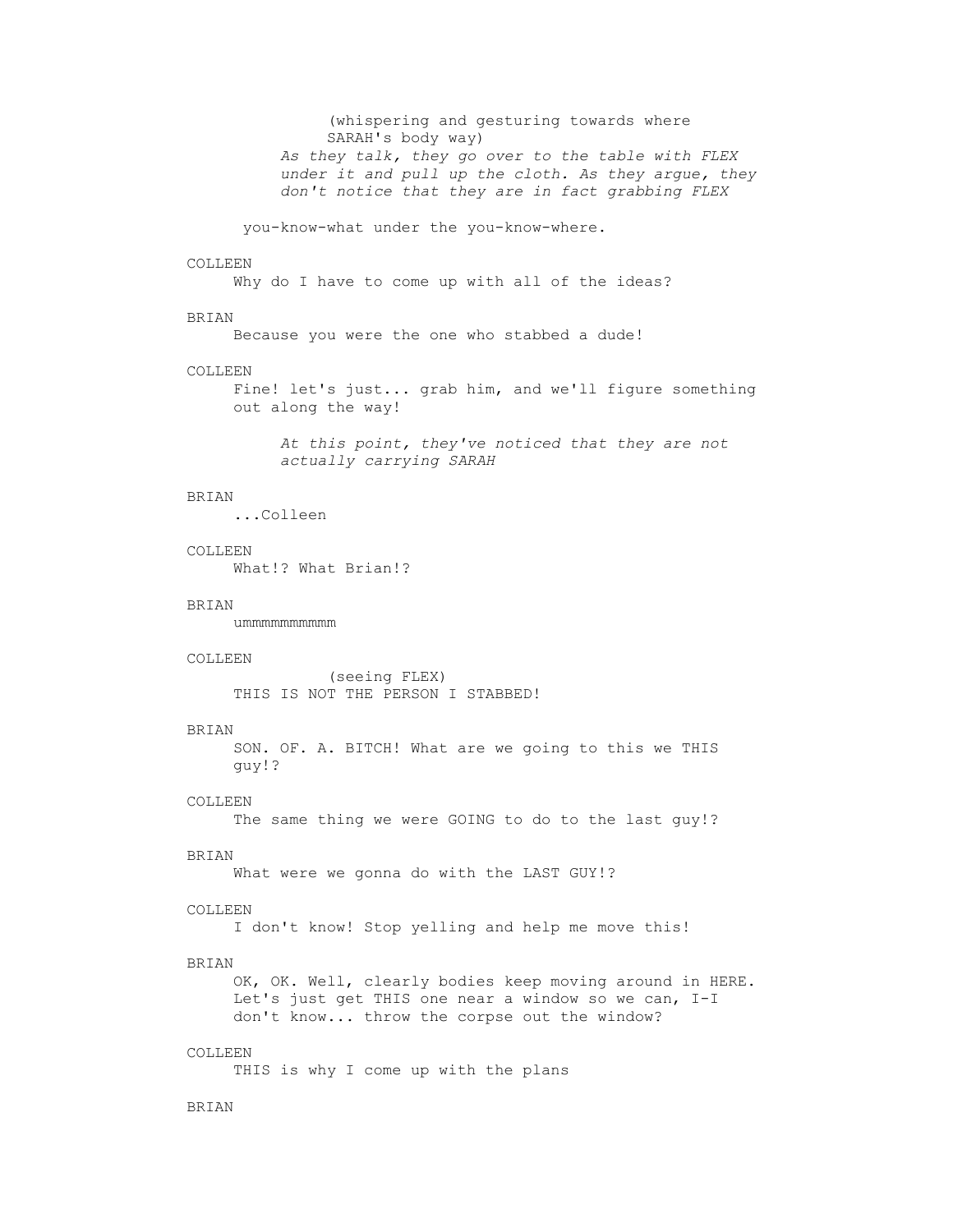(whispering and gesturing towards where SARAH's body way)

*As they talk, they go over to the table with FLEX under it and pull up the cloth. As they argue, they don't notice that they are in fact grabbing FLEX*

you-know-what under the you-know-where.

COLLEEN

Why do I have to come up with all of the ideas?

BRIAN

Because you were the one who stabbed a dude!

COLLEEN

Fine! let's just... grab him, and we'll figure something out along the way!

*At this point, they've noticed that they are not actually carrying SARAH*

BRIAN

...Colleen

COLLEEN

What!? What Brian!?

BRIAN

ummmmmmmmmm

COLLEEN

(seeing FLEX)

THIS IS NOT THE PERSON I STABBED!

BRIAN

SON. OF. A. BITCH! What are we going to this we THIS guy!?

COLLEEN

The same thing we were GOING to do to the last guy!?

BRIAN

What were we gonna do with the LAST GUY!?

COLLEEN

I don't know! Stop yelling and help me move this!

BRIAN

OK, OK. Well, clearly bodies keep moving around in HERE. Let's just get THIS one near a window so we can, I-I don't know... throw the corpse out the window?

COLLEEN

THIS is why I come up with the plans

BRIAN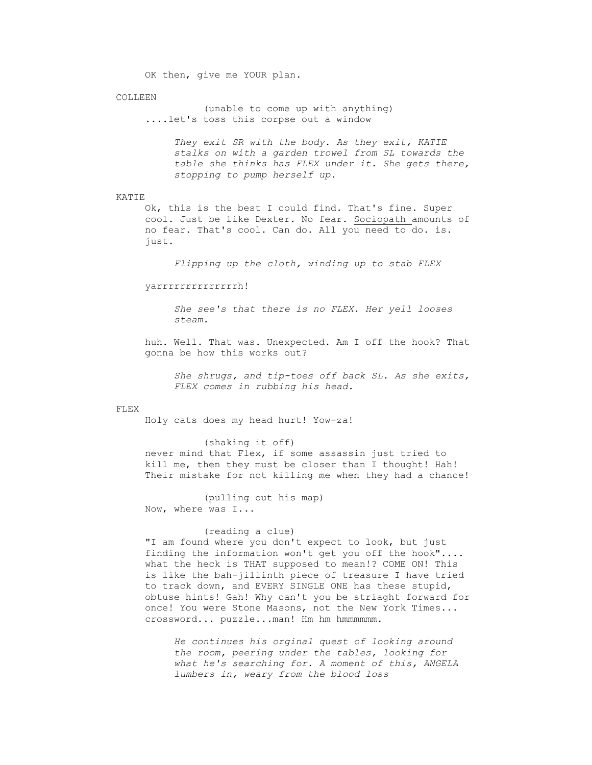OK then, give me YOUR plan.

COLLEEN

(unable to come up with anything)

....let's toss this corpse out a window

*They exit SR with the body. As they exit, KATIE stalks on with a garden trowel from SL towards the table she thinks has FLEX under it. She gets there, stopping to pump herself up.*

KATIE

Ok, this is the best I could find. That's fine. Super cool. Just be like Dexter. No fear. <u>Sociopath</u> amounts of no fear. That's cool. Can do. All you need to do. is. just.

*Flipping up the cloth, winding up to stab FLEX*

yarrrrrrrrrrrrrrh!

*She see's that there is no FLEX. Her yell looses steam.*

huh. Well. That was. Unexpected. Am I off the hook? That gonna be how this works out?

*She shrugs, and tip-toes off back SL. As she exits, FLEX comes in rubbing his head.*

FLEX

Holy cats does my head hurt! Yow-za!

(shaking it off)

never mind that Flex, if some assassin just tried to kill me, then they must be closer than I thought! Hah! Their mistake for not killing me when they had a chance!

(pulling out his map)

Now, where was I...

(reading a clue)

"I am found where you don't expect to look, but just finding the information won't get you off the hook".... what the heck is THAT supposed to mean!? COME ON! This is like the bah-jillinth piece of treasure I have tried to track down, and EVERY SINGLE ONE has these stupid, obtuse hints! Gah! Why can't you be striaght forward for once! You were Stone Masons, not the New York Times... crossword... puzzle...man! Hm hm hmmmmmm.

*He continues his orginal quest of looking around the room, peering under the tables, looking for what he's searching for. A moment of this, ANGELA lumbers in, weary from the blood loss*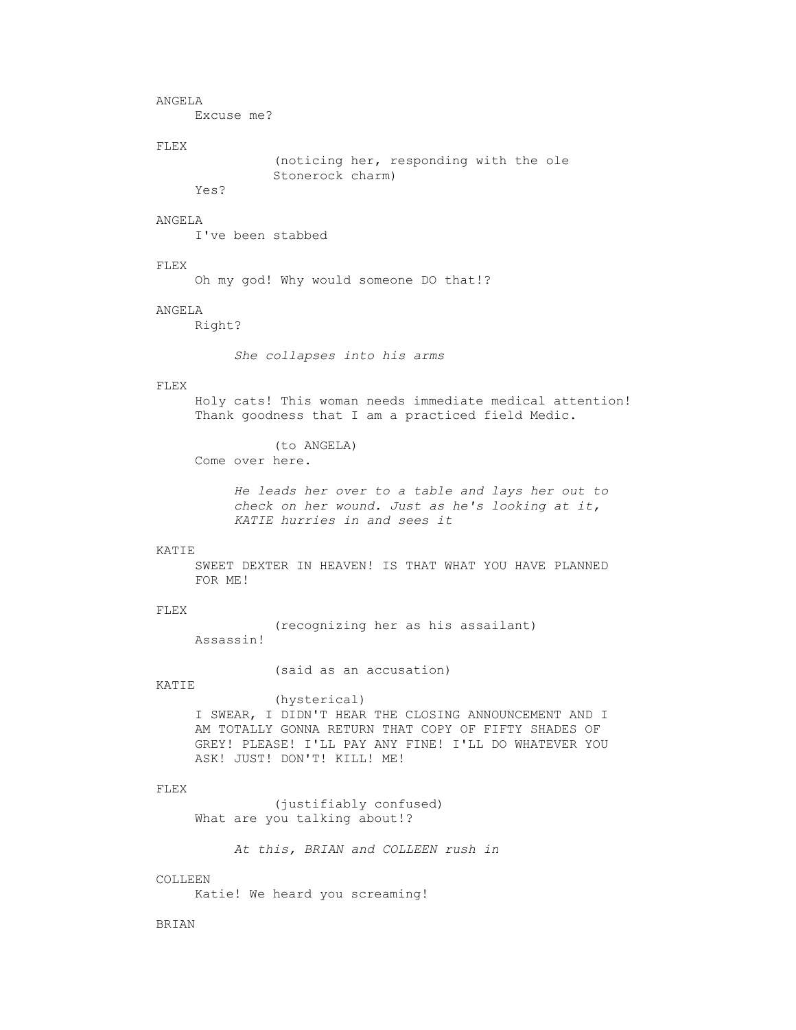ANGELA

Excuse me?

FLEX

(noticing her, responding with the ole Stonerock charm)

Yes?

ANGELA

I've been stabbed

FLEX

Oh my god! Why would someone DO that!?

ANGELA

Right?

*She collapses into his arms*

FLEX

Holy cats! This woman needs immediate medical attention! Thank goodness that I am a practiced field Medic.

(to ANGELA)

Come over here.

*He leads her over to a table and lays her out to check on her wound. Just as he's looking at it, KATIE hurries in and sees it*

KATIE

SWEET DEXTER IN HEAVEN! IS THAT WHAT YOU HAVE PLANNED FOR ME!

FLEX

(recognizing her as his assailant)

Assassin!

(said as an accusation)

KATIE

(hysterical)

I SWEAR, I DIDN'T HEAR THE CLOSING ANNOUNCEMENT AND I AM TOTALLY GONNA RETURN THAT COPY OF FIFTY SHADES OF GREY! PLEASE! I'LL PAY ANY FINE! I'LL DO WHATEVER YOU ASK! JUST! DON'T! KILL! ME!

FLEX

(justifiably confused)

What are you talking about!?

*At this, BRIAN and COLLEEN rush in*

COLLEEN

Katie! We heard you screaming!

BRIAN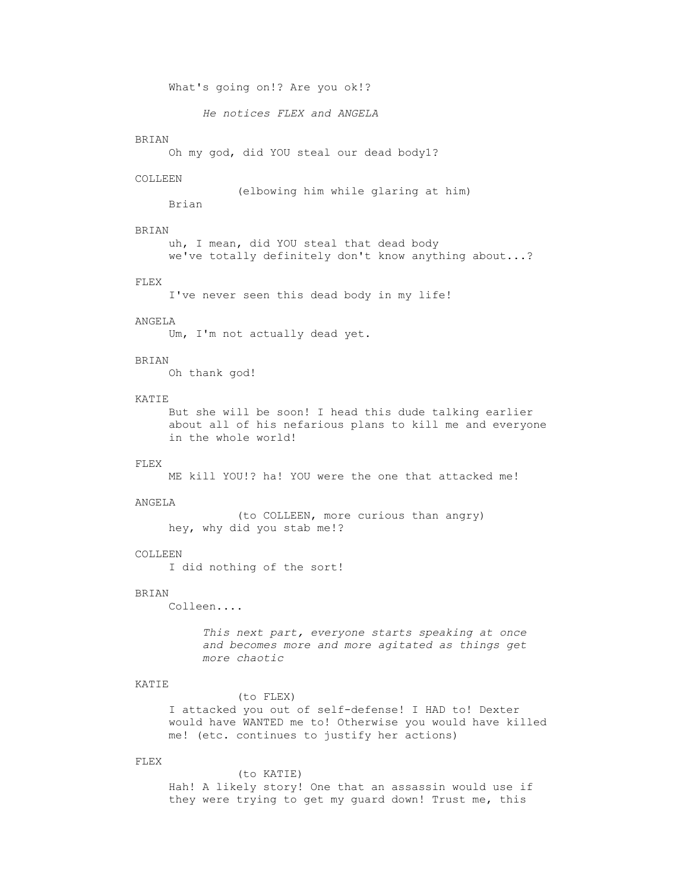What's going on!? Are you ok!?

*He notices FLEX and ANGELA*

BRIAN
Oh my god, did YOU steal our dead body1?

COLLEEN
(elbowing him while glaring at him)
Brian

BRIAN
uh, I mean, did YOU steal that dead body
we've totally definitely don't know anything about...?

FLEX
I've never seen this dead body in my life!

ANGELA
Um, I'm not actually dead yet.

BRIAN
Oh thank god!

KATIE
But she will be soon! I head this dude talking earlier about all of his nefarious plans to kill me and everyone in the whole world!

FLEX
ME kill YOU!? ha! YOU were the one that attacked me!

ANGELA
(to COLLEEN, more curious than angry)
hey, why did you stab me!?

COLLEEN
I did nothing of the sort!

BRIAN
Colleen....

*This next part, everyone starts speaking at once and becomes more and more agitated as things get more chaotic*

KATIE
(to FLEX)
I attacked you out of self-defense! I HAD to! Dexter would have WANTED me to! Otherwise you would have killed me! (etc. continues to justify her actions)

FLEX
(to KATIE)
Hah! A likely story! One that an assassin would use if they were trying to get my guard down! Trust me, this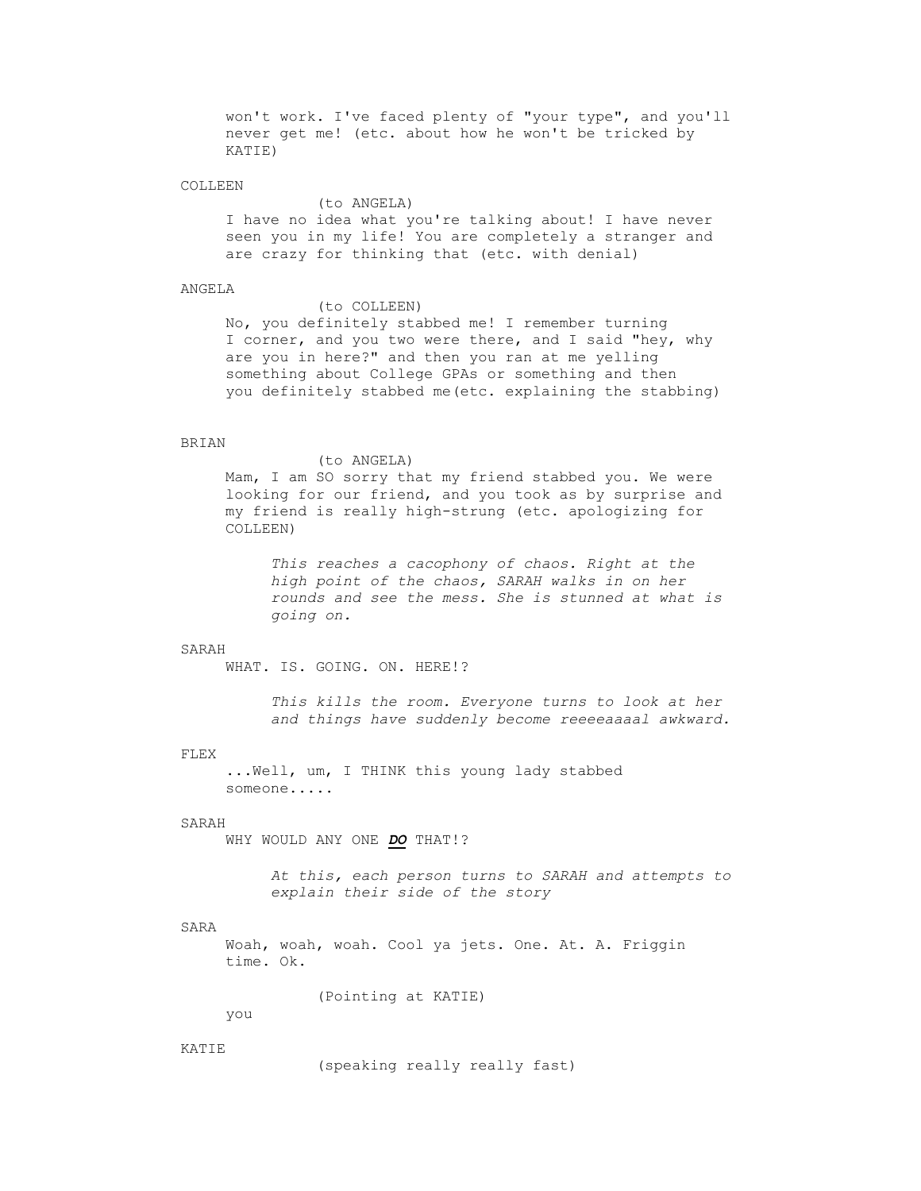won't work. I've faced plenty of "your type", and you'll never get me! (etc. about how he won't be tricked by KATIE)

COLLEEN

(to ANGELA)

I have no idea what you're talking about! I have never seen you in my life! You are completely a stranger and are crazy for thinking that (etc. with denial)

ANGELA

(to COLLEEN)

No, you definitely stabbed me! I remember turning I corner, and you two were there, and I said "hey, why are you in here?" and then you ran at me yelling something about College GPAs or something and then you definitely stabbed me(etc. explaining the stabbing)

BRIAN

(to ANGELA)

Mam, I am SO sorry that my friend stabbed you. We were looking for our friend, and you took as by surprise and my friend is really high-strung (etc. apologizing for COLLEEN)

*This reaches a cacophony of chaos. Right at the high point of the chaos, SARAH walks in on her rounds and see the mess. She is stunned at what is going on.*

SARAH

WHAT. IS. GOING. ON. HERE!?

*This kills the room. Everyone turns to look at her and things have suddenly become reeeeaaaal awkward.*

FLEX

...Well, um, I THINK this young lady stabbed someone.....

SARAH

WHY WOULD ANY ONE ***DO*** THAT!?

*At this, each person turns to SARAH and attempts to explain their side of the story*

SARA

Woah, woah, woah. Cool ya jets. One. At. A. Friggin time. Ok.

(Pointing at KATIE)

you

KATIE

(speaking really really fast)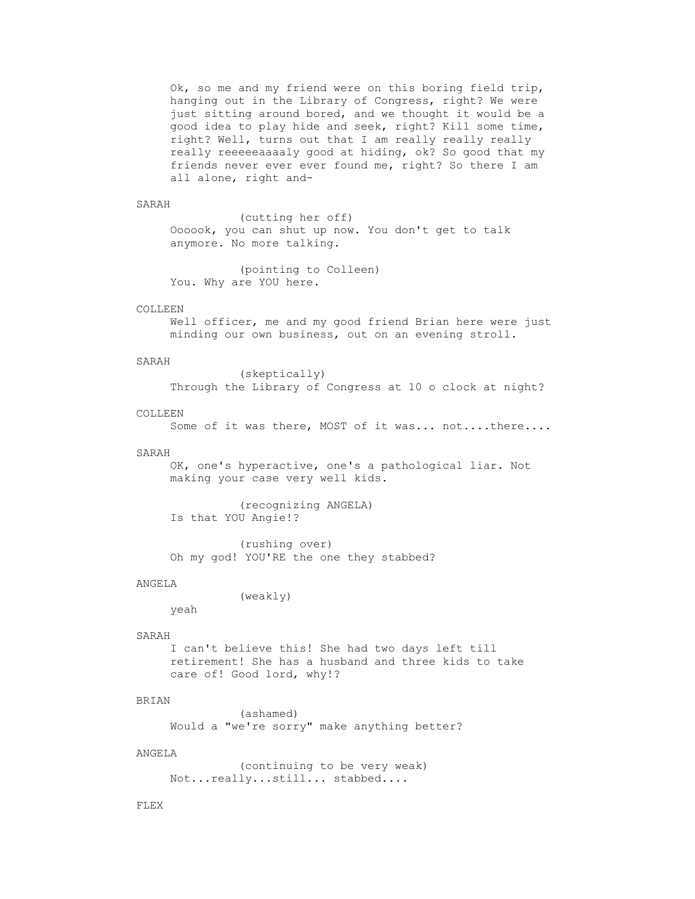Ok, so me and my friend were on this boring field trip, hanging out in the Library of Congress, right? We were just sitting around bored, and we thought it would be a good idea to play hide and seek, right? Kill some time, right? Well, turns out that I am really really really really reeeeeaaaaly good at hiding, ok? So good that my friends never ever ever found me, right? So there I am all alone, right and-

SARAH

(cutting her off)

Oooook, you can shut up now. You don't get to talk anymore. No more talking.

(pointing to Colleen)

You. Why are YOU here.

COLLEEN

Well officer, me and my good friend Brian here were just minding our own business, out on an evening stroll.

SARAH

(skeptically)

Through the Library of Congress at 10 o clock at night?

COLLEEN

Some of it was there, MOST of it was... not....there....

SARAH

OK, one's hyperactive, one's a pathological liar. Not making your case very well kids.

(recognizing ANGELA)

Is that YOU Angie!?

(rushing over)

Oh my god! YOU'RE the one they stabbed?

ANGELA

(weakly)

yeah

SARAH

I can't believe this! She had two days left till retirement! She has a husband and three kids to take care of! Good lord, why!?

BRIAN

(ashamed)

Would a "we're sorry" make anything better?

ANGELA

(continuing to be very weak)

Not...really...still... stabbed....

FLEX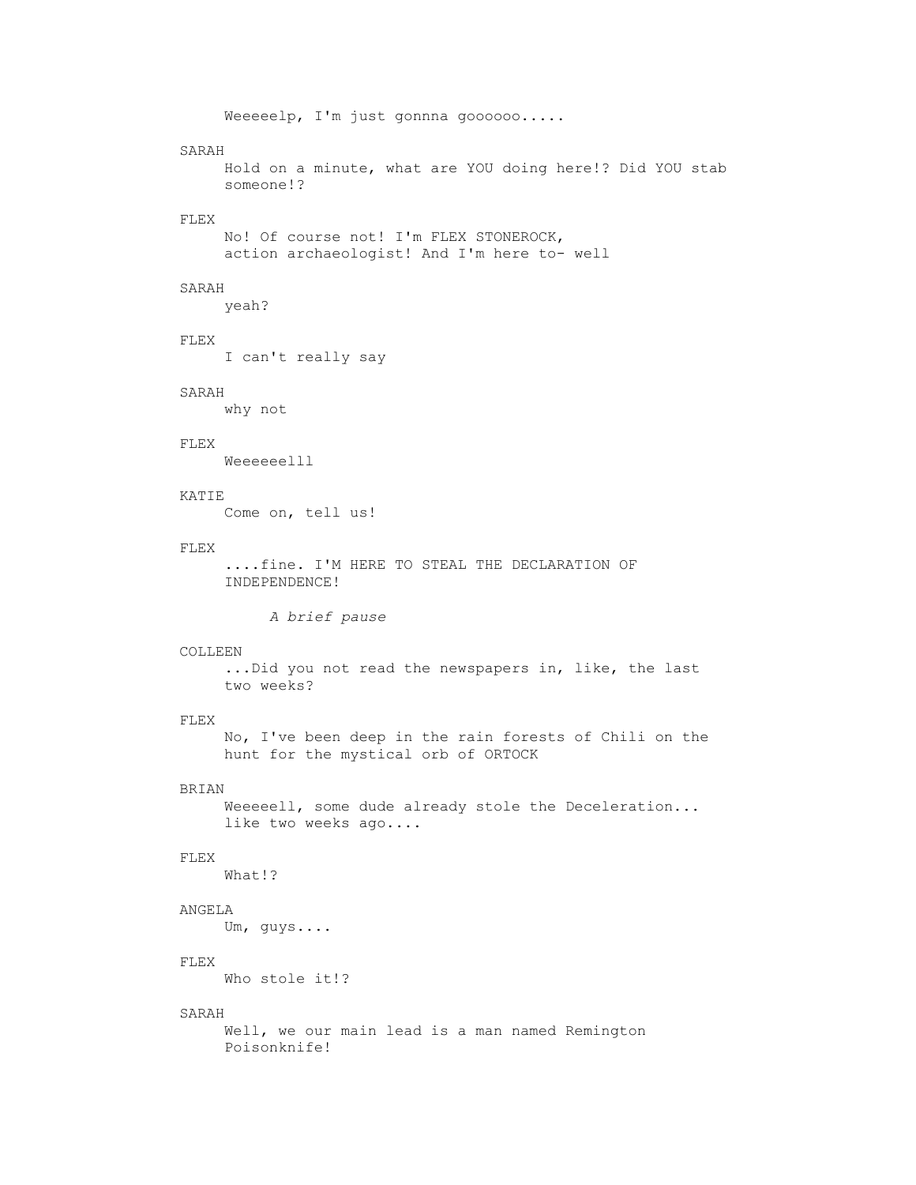Weeeeelp, I'm just gonnna goooooo.....

SARAH

Hold on a minute, what are YOU doing here!? Did YOU stab someone!?

FLEX

No! Of course not! I'm FLEX STONEROCK, action archaeologist! And I'm here to- well

SARAH

yeah?

FLEX

I can't really say

SARAH

why not

FLEX

Weeeeeelll

KATIE

Come on, tell us!

FLEX

....fine. I'M HERE TO STEAL THE DECLARATION OF INDEPENDENCE!

*A brief pause*

COLLEEN

...Did you not read the newspapers in, like, the last two weeks?

FLEX

No, I've been deep in the rain forests of Chili on the hunt for the mystical orb of ORTOCK

BRIAN

Weeeeell, some dude already stole the Deceleration... like two weeks ago....

FLEX

What!?

ANGELA

Um, guys....

FLEX

Who stole it!?

SARAH

Well, we our main lead is a man named Remington Poisonknife!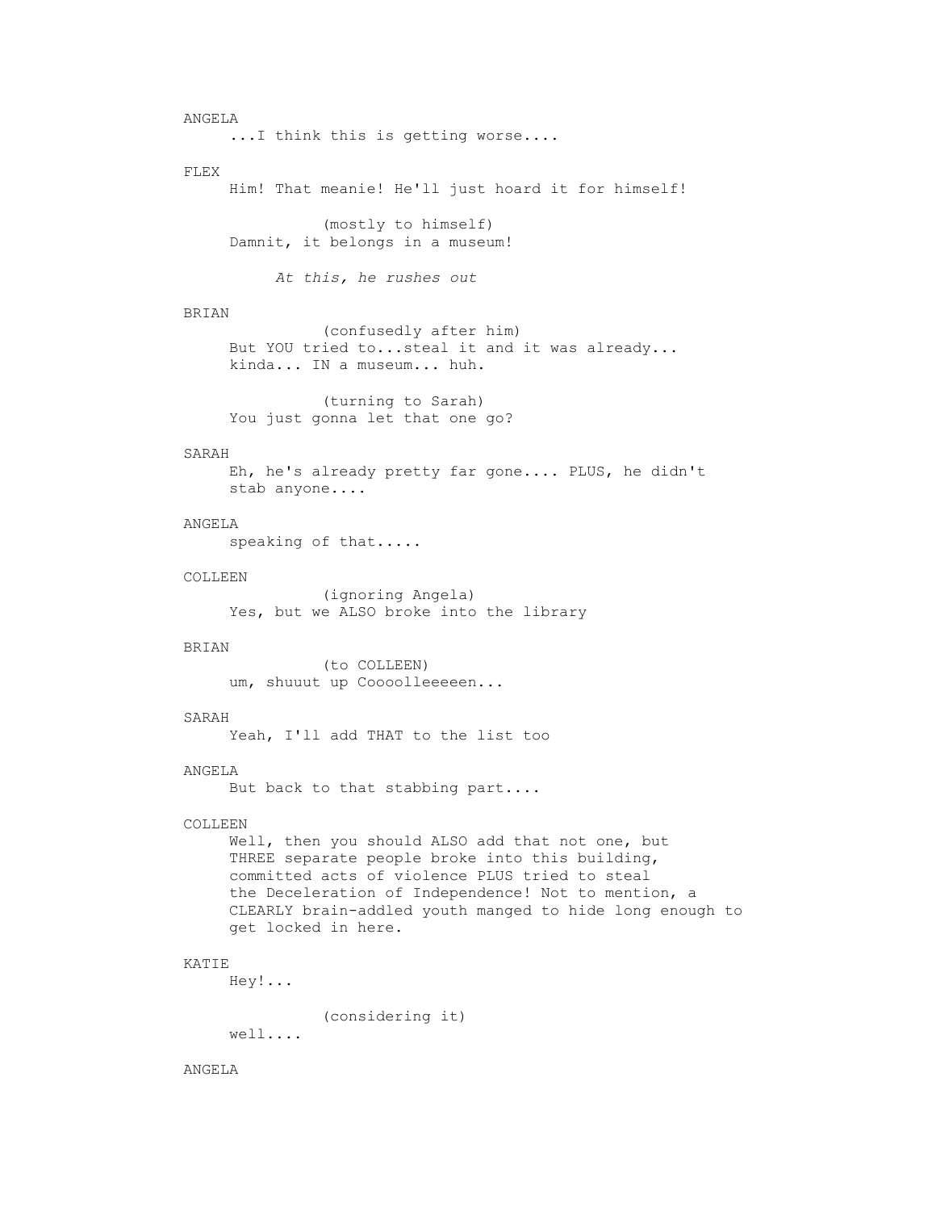ANGELA

...I think this is getting worse....

FLEX

Him! That meanie! He'll just hoard it for himself!

(mostly to himself)

Damnit, it belongs in a museum!

*At this, he rushes out*

BRIAN

(confusedly after him)

But YOU tried to...steal it and it was already... kinda... IN a museum... huh.

(turning to Sarah)

You just gonna let that one go?

SARAH

Eh, he's already pretty far gone.... PLUS, he didn't stab anyone....

ANGELA

speaking of that.....

COLLEEN

(ignoring Angela)

Yes, but we ALSO broke into the library

BRIAN

(to COLLEEN)

um, shuuut up Coooolleeeeen...

SARAH

Yeah, I'll add THAT to the list too

ANGELA

But back to that stabbing part....

COLLEEN

Well, then you should ALSO add that not one, but THREE separate people broke into this building, committed acts of violence PLUS tried to steal the Deceleration of Independence! Not to mention, a CLEARLY brain-addled youth manged to hide long enough to get locked in here.

KATIE

Hey!...

(considering it)

well....

ANGELA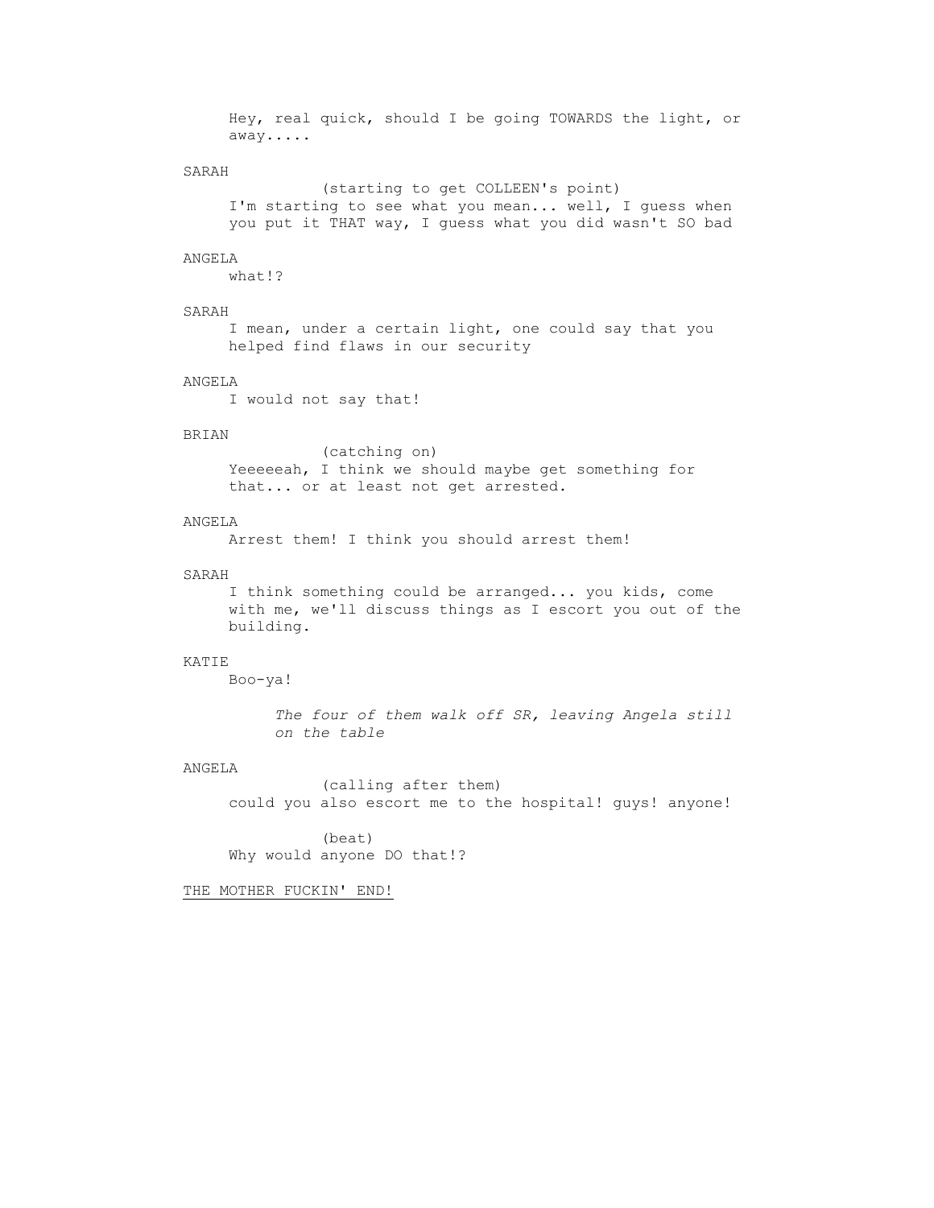Hey, real quick, should I be going TOWARDS the light, or away.....

SARAH

(starting to get COLLEEN's point)

I'm starting to see what you mean... well, I guess when you put it THAT way, I guess what you did wasn't SO bad

ANGELA

what!?

SARAH

I mean, under a certain light, one could say that you helped find flaws in our security

ANGELA

I would not say that!

BRIAN

(catching on)

Yeeeeeah, I think we should maybe get something for that... or at least not get arrested.

ANGELA

Arrest them! I think you should arrest them!

SARAH

I think something could be arranged... you kids, come with me, we'll discuss things as I escort you out of the building.

KATIE

Boo-ya!

*The four of them walk off SR, leaving Angela still on the table*

ANGELA

(calling after them)

could you also escort me to the hospital! guys! anyone!

(beat)

Why would anyone DO that!?

<u>THE MOTHER FUCKIN' END!</u>